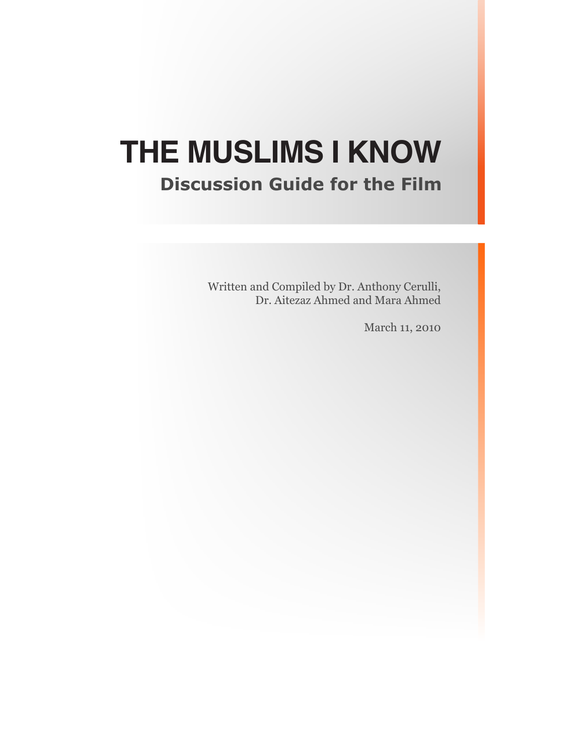# THE MUSLIMS I KNOW

## Discussion Guide for the Film

Written and Compiled by Dr. Anthony Cerulli, Dr. Aitezaz Ahmed and Mara Ahmed

March 11, 2010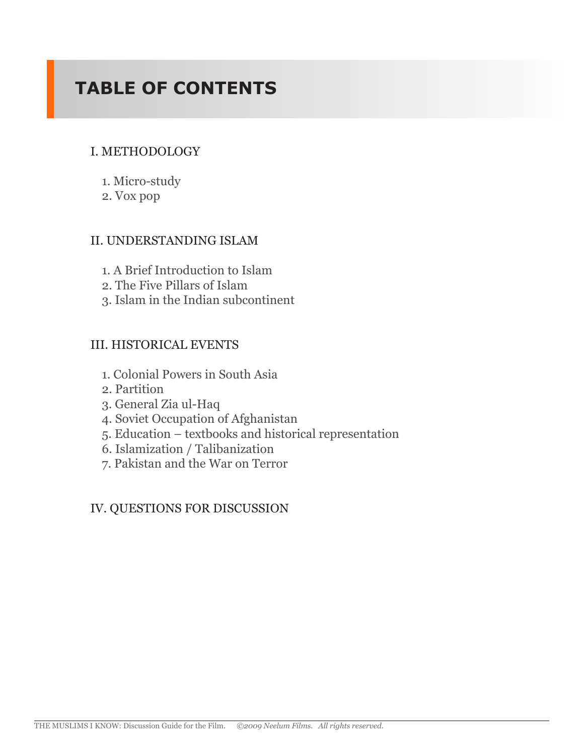# TABLE OF CONTENTS

I. METHODOLOGY

1. Micro-study
2. Vox pop

II. UNDERSTANDING ISLAM

1. A Brief Introduction to Islam
2. The Five Pillars of Islam
3. Islam in the Indian subcontinent

III. HISTORICAL EVENTS

1. Colonial Powers in South Asia
2. Partition
3. General Zia ul-Haq
4. Soviet Occupation of Afghanistan
5. Education – textbooks and historical representation
6. Islamization / Talibanization
7. Pakistan and the War on Terror

IV. QUESTIONS FOR DISCUSSION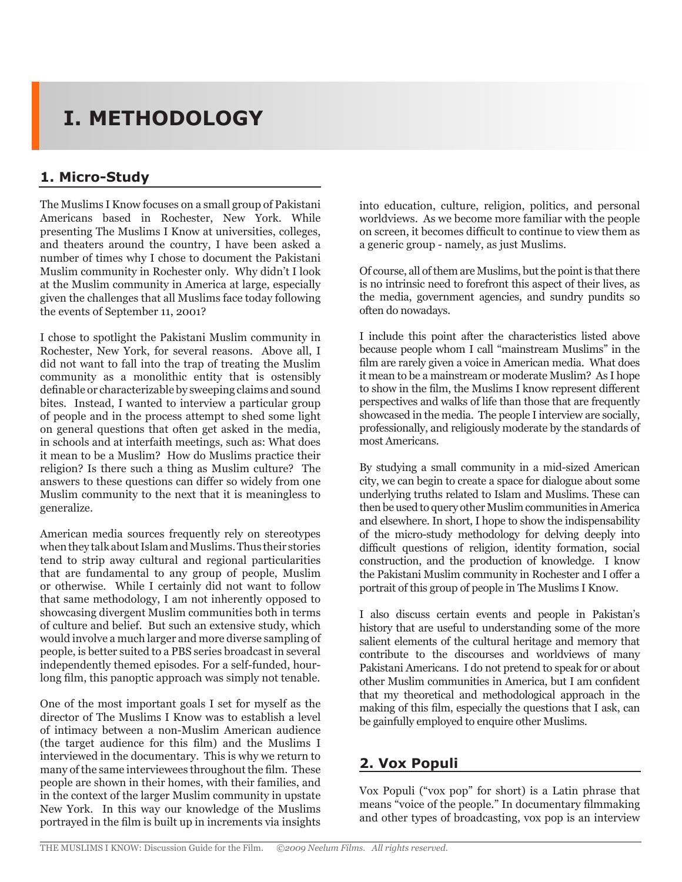# I. METHODOLOGY

## 1. Micro-Study

The Muslims I Know focuses on a small group of Pakistani Americans based in Rochester, New York. While presenting The Muslims I Know at universities, colleges, and theaters around the country, I have been asked a number of times why I chose to document the Pakistani Muslim community in Rochester only. Why didn't I look at the Muslim community in America at large, especially given the challenges that all Muslims face today following the events of September 11, 2001?

I chose to spotlight the Pakistani Muslim community in Rochester, New York, for several reasons. Above all, I did not want to fall into the trap of treating the Muslim community as a monolithic entity that is ostensibly definable or characterizable by sweeping claims and sound bites. Instead, I wanted to interview a particular group of people and in the process attempt to shed some light on general questions that often get asked in the media, in schools and at interfaith meetings, such as: What does it mean to be a Muslim? How do Muslims practice their religion? Is there such a thing as Muslim culture? The answers to these questions can differ so widely from one Muslim community to the next that it is meaningless to generalize.

American media sources frequently rely on stereotypes when they talk about Islam and Muslims. Thus their stories tend to strip away cultural and regional particularities that are fundamental to any group of people, Muslim or otherwise. While I certainly did not want to follow that same methodology, I am not inherently opposed to showcasing divergent Muslim communities both in terms of culture and belief. But such an extensive study, which would involve a much larger and more diverse sampling of people, is better suited to a PBS series broadcast in several independently themed episodes. For a self-funded, hour-long film, this panoptic approach was simply not tenable.

One of the most important goals I set for myself as the director of The Muslims I Know was to establish a level of intimacy between a non-Muslim American audience (the target audience for this film) and the Muslims I interviewed in the documentary. This is why we return to many of the same interviewees throughout the film. These people are shown in their homes, with their families, and in the context of the larger Muslim community in upstate New York. In this way our knowledge of the Muslims portrayed in the film is built up in increments via insights into education, culture, religion, politics, and personal worldviews. As we become more familiar with the people on screen, it becomes difficult to continue to view them as a generic group - namely, as just Muslims.

Of course, all of them are Muslims, but the point is that there is no intrinsic need to forefront this aspect of their lives, as the media, government agencies, and sundry pundits so often do nowadays.

I include this point after the characteristics listed above because people whom I call "mainstream Muslims" in the film are rarely given a voice in American media. What does it mean to be a mainstream or moderate Muslim? As I hope to show in the film, the Muslims I know represent different perspectives and walks of life than those that are frequently showcased in the media. The people I interview are socially, professionally, and religiously moderate by the standards of most Americans.

By studying a small community in a mid-sized American city, we can begin to create a space for dialogue about some underlying truths related to Islam and Muslims. These can then be used to query other Muslim communities in America and elsewhere. In short, I hope to show the indispensability of the micro-study methodology for delving deeply into difficult questions of religion, identity formation, social construction, and the production of knowledge. I know the Pakistani Muslim community in Rochester and I offer a portrait of this group of people in The Muslims I Know.

I also discuss certain events and people in Pakistan's history that are useful to understanding some of the more salient elements of the cultural heritage and memory that contribute to the discourses and worldviews of many Pakistani Americans. I do not pretend to speak for or about other Muslim communities in America, but I am confident that my theoretical and methodological approach in the making of this film, especially the questions that I ask, can be gainfully employed to enquire other Muslims.

## 2. Vox Populi

Vox Populi ("vox pop" for short) is a Latin phrase that means "voice of the people." In documentary filmmaking and other types of broadcasting, vox pop is an interview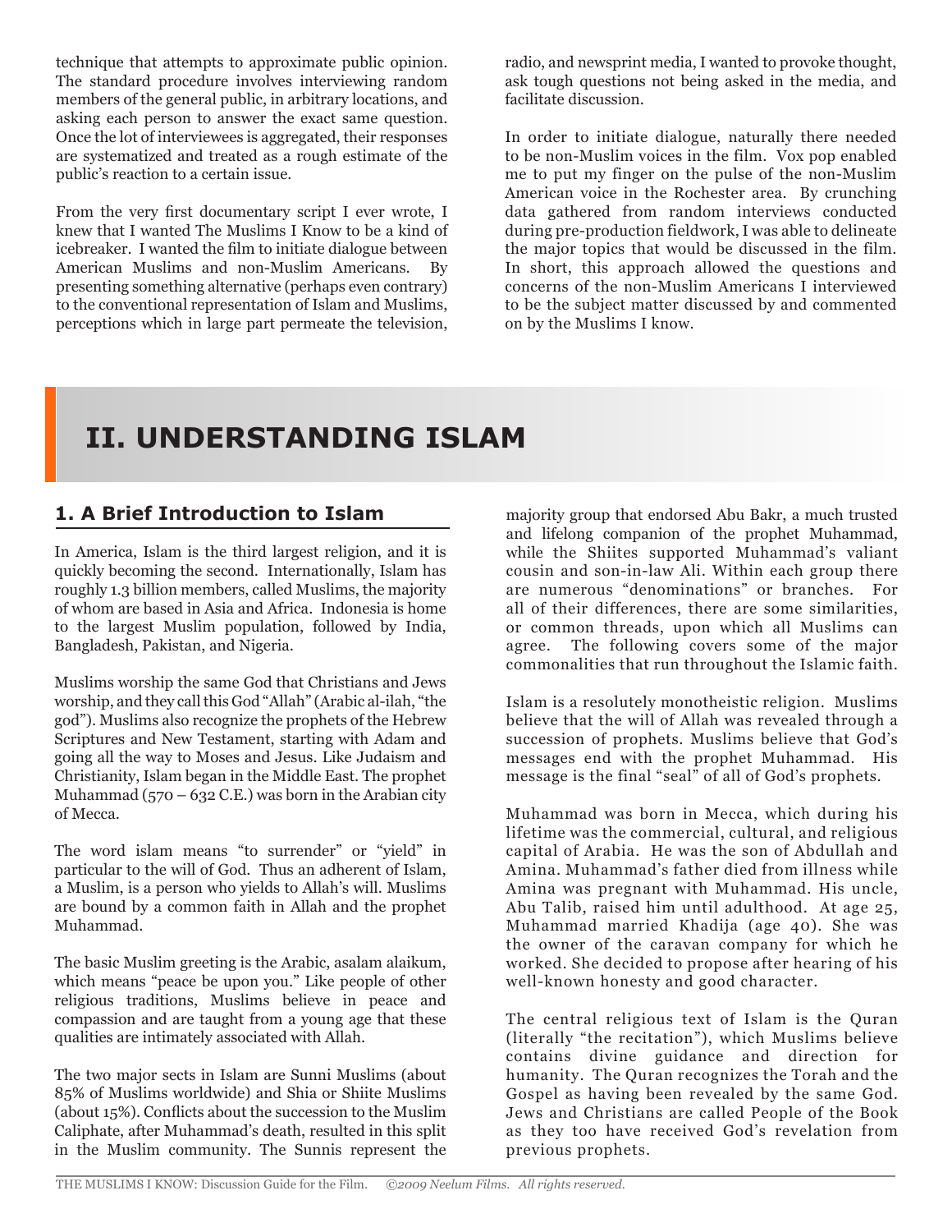technique that attempts to approximate public opinion. The standard procedure involves interviewing random members of the general public, in arbitrary locations, and asking each person to answer the exact same question. Once the lot of interviewees is aggregated, their responses are systematized and treated as a rough estimate of the public's reaction to a certain issue.

From the very first documentary script I ever wrote, I knew that I wanted The Muslims I Know to be a kind of icebreaker. I wanted the film to initiate dialogue between American Muslims and non-Muslim Americans. By presenting something alternative (perhaps even contrary) to the conventional representation of Islam and Muslims, perceptions which in large part permeate the television, radio, and newsprint media, I wanted to provoke thought, ask tough questions not being asked in the media, and facilitate discussion.

In order to initiate dialogue, naturally there needed to be non-Muslim voices in the film. Vox pop enabled me to put my finger on the pulse of the non-Muslim American voice in the Rochester area. By crunching data gathered from random interviews conducted during pre-production fieldwork, I was able to delineate the major topics that would be discussed in the film. In short, this approach allowed the questions and concerns of the non-Muslim Americans I interviewed to be the subject matter discussed by and commented on by the Muslims I know.

# II. UNDERSTANDING ISLAM

## 1. A Brief Introduction to Islam

In America, Islam is the third largest religion, and it is quickly becoming the second. Internationally, Islam has roughly 1.3 billion members, called Muslims, the majority of whom are based in Asia and Africa. Indonesia is home to the largest Muslim population, followed by India, Bangladesh, Pakistan, and Nigeria.

Muslims worship the same God that Christians and Jews worship, and they call this God "Allah" (Arabic al-ilah, "the god"). Muslims also recognize the prophets of the Hebrew Scriptures and New Testament, starting with Adam and going all the way to Moses and Jesus. Like Judaism and Christianity, Islam began in the Middle East. The prophet Muhammad (570 – 632 C.E.) was born in the Arabian city of Mecca.

The word islam means "to surrender" or "yield" in particular to the will of God. Thus an adherent of Islam, a Muslim, is a person who yields to Allah's will. Muslims are bound by a common faith in Allah and the prophet Muhammad.

The basic Muslim greeting is the Arabic, asalam alaikum, which means "peace be upon you." Like people of other religious traditions, Muslims believe in peace and compassion and are taught from a young age that these qualities are intimately associated with Allah.

The two major sects in Islam are Sunni Muslims (about 85% of Muslims worldwide) and Shia or Shiite Muslims (about 15%). Conflicts about the succession to the Muslim Caliphate, after Muhammad's death, resulted in this split in the Muslim community. The Sunnis represent the majority group that endorsed Abu Bakr, a much trusted and lifelong companion of the prophet Muhammad, while the Shiites supported Muhammad's valiant cousin and son-in-law Ali. Within each group there are numerous "denominations" or branches. For all of their differences, there are some similarities, or common threads, upon which all Muslims can agree. The following covers some of the major commonalities that run throughout the Islamic faith.

Islam is a resolutely monotheistic religion. Muslims believe that the will of Allah was revealed through a succession of prophets. Muslims believe that God's messages end with the prophet Muhammad. His message is the final "seal" of all of God's prophets.

Muhammad was born in Mecca, which during his lifetime was the commercial, cultural, and religious capital of Arabia. He was the son of Abdullah and Amina. Muhammad's father died from illness while Amina was pregnant with Muhammad. His uncle, Abu Talib, raised him until adulthood. At age 25, Muhammad married Khadija (age 40). She was the owner of the caravan company for which he worked. She decided to propose after hearing of his well-known honesty and good character.

The central religious text of Islam is the Quran (literally "the recitation"), which Muslims believe contains divine guidance and direction for humanity. The Quran recognizes the Torah and the Gospel as having been revealed by the same God. Jews and Christians are called People of the Book as they too have received God's revelation from previous prophets.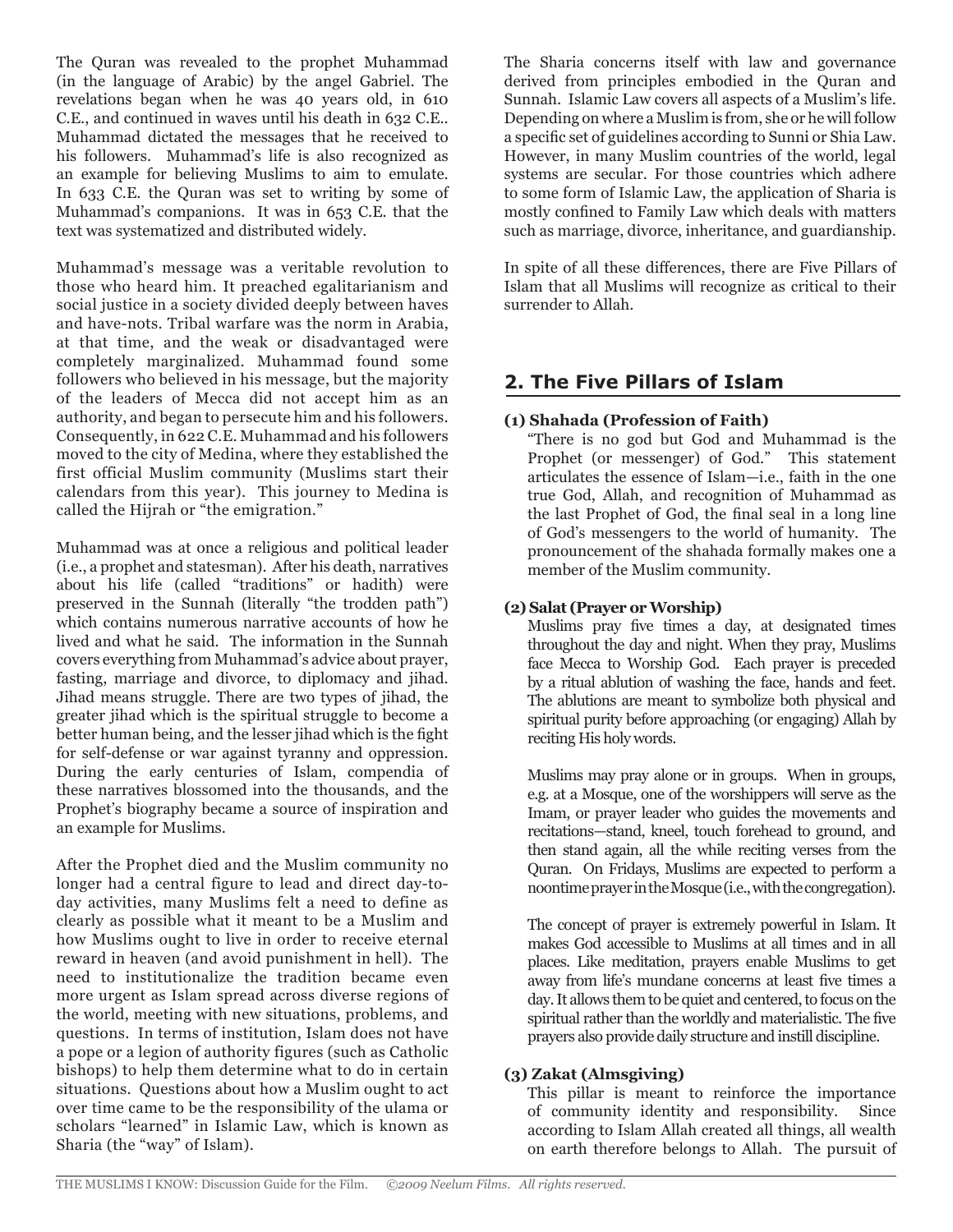The Quran was revealed to the prophet Muhammad (in the language of Arabic) by the angel Gabriel. The revelations began when he was 40 years old, in 610 C.E., and continued in waves until his death in 632 C.E.. Muhammad dictated the messages that he received to his followers. Muhammad's life is also recognized as an example for believing Muslims to aim to emulate. In 633 C.E. the Quran was set to writing by some of Muhammad's companions. It was in 653 C.E. that the text was systematized and distributed widely.

Muhammad's message was a veritable revolution to those who heard him. It preached egalitarianism and social justice in a society divided deeply between haves and have-nots. Tribal warfare was the norm in Arabia, at that time, and the weak or disadvantaged were completely marginalized. Muhammad found some followers who believed in his message, but the majority of the leaders of Mecca did not accept him as an authority, and began to persecute him and his followers. Consequently, in 622 C.E. Muhammad and his followers moved to the city of Medina, where they established the first official Muslim community (Muslims start their calendars from this year). This journey to Medina is called the Hijrah or "the emigration."

Muhammad was at once a religious and political leader (i.e., a prophet and statesman). After his death, narratives about his life (called "traditions" or hadith) were preserved in the Sunnah (literally "the trodden path") which contains numerous narrative accounts of how he lived and what he said. The information in the Sunnah covers everything from Muhammad's advice about prayer, fasting, marriage and divorce, to diplomacy and jihad. Jihad means struggle. There are two types of jihad, the greater jihad which is the spiritual struggle to become a better human being, and the lesser jihad which is the fight for self-defense or war against tyranny and oppression. During the early centuries of Islam, compendia of these narratives blossomed into the thousands, and the Prophet's biography became a source of inspiration and an example for Muslims.

After the Prophet died and the Muslim community no longer had a central figure to lead and direct day-to-day activities, many Muslims felt a need to define as clearly as possible what it meant to be a Muslim and how Muslims ought to live in order to receive eternal reward in heaven (and avoid punishment in hell). The need to institutionalize the tradition became even more urgent as Islam spread across diverse regions of the world, meeting with new situations, problems, and questions. In terms of institution, Islam does not have a pope or a legion of authority figures (such as Catholic bishops) to help them determine what to do in certain situations. Questions about how a Muslim ought to act over time came to be the responsibility of the ulama or scholars "learned" in Islamic Law, which is known as Sharia (the "way" of Islam).

The Sharia concerns itself with law and governance derived from principles embodied in the Quran and Sunnah. Islamic Law covers all aspects of a Muslim's life. Depending on where a Muslim is from, she or he will follow a specific set of guidelines according to Sunni or Shia Law. However, in many Muslim countries of the world, legal systems are secular. For those countries which adhere to some form of Islamic Law, the application of Sharia is mostly confined to Family Law which deals with matters such as marriage, divorce, inheritance, and guardianship.

In spite of all these differences, there are Five Pillars of Islam that all Muslims will recognize as critical to their surrender to Allah.

## 2. The Five Pillars of Islam

### (1) Shahada (Profession of Faith)

"There is no god but God and Muhammad is the Prophet (or messenger) of God." This statement articulates the essence of Islam—i.e., faith in the one true God, Allah, and recognition of Muhammad as the last Prophet of God, the final seal in a long line of God's messengers to the world of humanity. The pronouncement of the shahada formally makes one a member of the Muslim community.

### (2) Salat (Prayer or Worship)

Muslims pray five times a day, at designated times throughout the day and night. When they pray, Muslims face Mecca to Worship God. Each prayer is preceded by a ritual ablution of washing the face, hands and feet. The ablutions are meant to symbolize both physical and spiritual purity before approaching (or engaging) Allah by reciting His holy words.

Muslims may pray alone or in groups. When in groups, e.g. at a Mosque, one of the worshippers will serve as the Imam, or prayer leader who guides the movements and recitations—stand, kneel, touch forehead to ground, and then stand again, all the while reciting verses from the Quran. On Fridays, Muslims are expected to perform a noontime prayer in the Mosque (i.e., with the congregation).

The concept of prayer is extremely powerful in Islam. It makes God accessible to Muslims at all times and in all places. Like meditation, prayers enable Muslims to get away from life's mundane concerns at least five times a day. It allows them to be quiet and centered, to focus on the spiritual rather than the worldly and materialistic. The five prayers also provide daily structure and instill discipline.

### (3) Zakat (Almsgiving)

This pillar is meant to reinforce the importance of community identity and responsibility. Since according to Islam Allah created all things, all wealth on earth therefore belongs to Allah. The pursuit of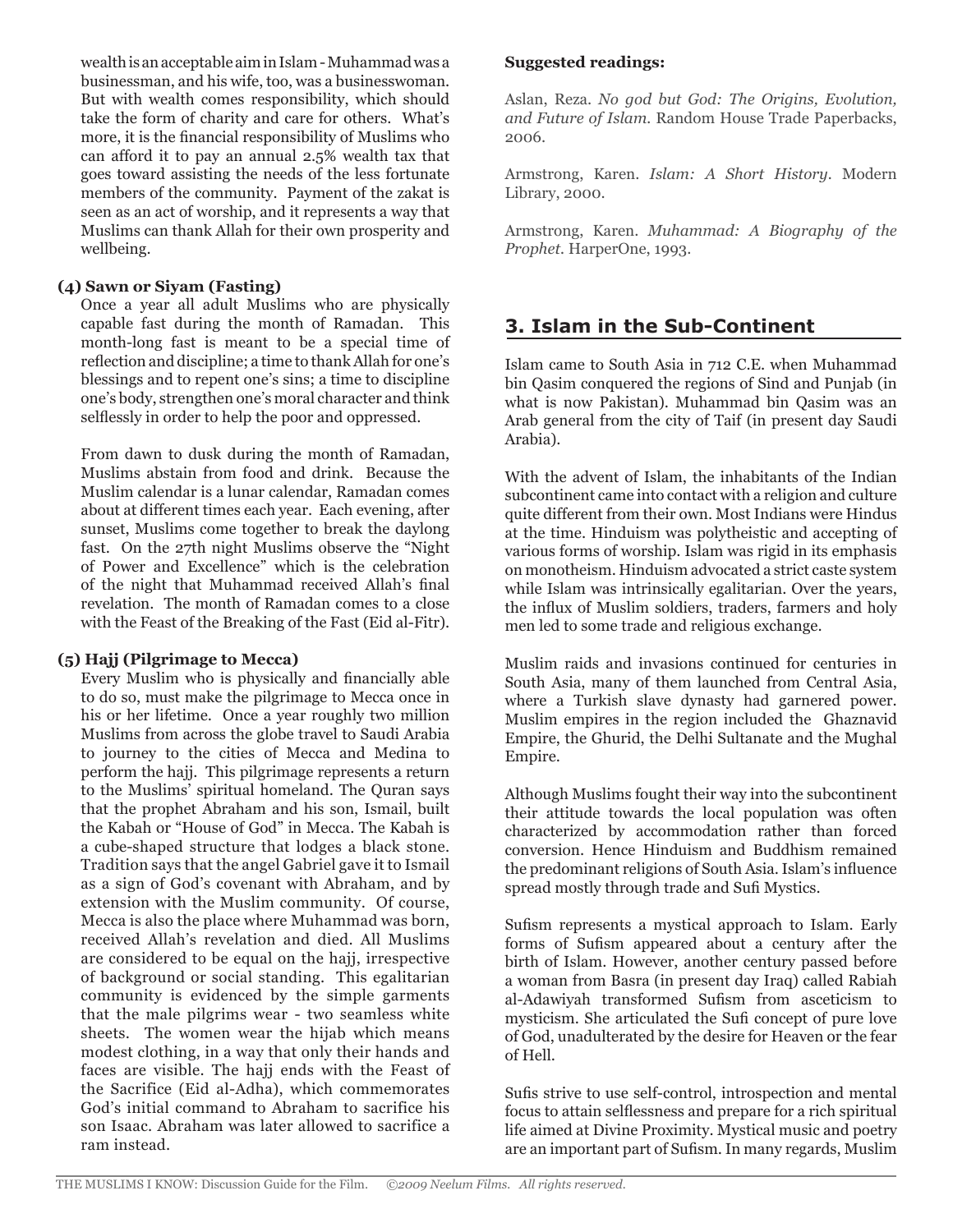wealth is an acceptable aim in Islam - Muhammad was a businessman, and his wife, too, was a businesswoman. But with wealth comes responsibility, which should take the form of charity and care for others. What's more, it is the financial responsibility of Muslims who can afford it to pay an annual 2.5% wealth tax that goes toward assisting the needs of the less fortunate members of the community. Payment of the zakat is seen as an act of worship, and it represents a way that Muslims can thank Allah for their own prosperity and wellbeing.

**(4) Sawn or Siyam (Fasting)**

Once a year all adult Muslims who are physically capable fast during the month of Ramadan. This month-long fast is meant to be a special time of reflection and discipline; a time to thank Allah for one's blessings and to repent one's sins; a time to discipline one's body, strengthen one's moral character and think selflessly in order to help the poor and oppressed.

From dawn to dusk during the month of Ramadan, Muslims abstain from food and drink. Because the Muslim calendar is a lunar calendar, Ramadan comes about at different times each year. Each evening, after sunset, Muslims come together to break the daylong fast. On the 27th night Muslims observe the "Night of Power and Excellence" which is the celebration of the night that Muhammad received Allah's final revelation. The month of Ramadan comes to a close with the Feast of the Breaking of the Fast (Eid al-Fitr).

**(5) Hajj (Pilgrimage to Mecca)**

Every Muslim who is physically and financially able to do so, must make the pilgrimage to Mecca once in his or her lifetime. Once a year roughly two million Muslims from across the globe travel to Saudi Arabia to journey to the cities of Mecca and Medina to perform the hajj. This pilgrimage represents a return to the Muslims' spiritual homeland. The Quran says that the prophet Abraham and his son, Ismail, built the Kabah or "House of God" in Mecca. The Kabah is a cube-shaped structure that lodges a black stone. Tradition says that the angel Gabriel gave it to Ismail as a sign of God's covenant with Abraham, and by extension with the Muslim community. Of course, Mecca is also the place where Muhammad was born, received Allah's revelation and died. All Muslims are considered to be equal on the hajj, irrespective of background or social standing. This egalitarian community is evidenced by the simple garments that the male pilgrims wear - two seamless white sheets. The women wear the hijab which means modest clothing, in a way that only their hands and faces are visible. The hajj ends with the Feast of the Sacrifice (Eid al-Adha), which commemorates God's initial command to Abraham to sacrifice his son Isaac. Abraham was later allowed to sacrifice a ram instead.

**Suggested readings:**

Aslan, Reza. *No god but God: The Origins, Evolution, and Future of Islam.* Random House Trade Paperbacks, 2006.

Armstrong, Karen. *Islam: A Short History*. Modern Library, 2000.

Armstrong, Karen. *Muhammad: A Biography of the Prophet.* HarperOne, 1993.

## 3. Islam in the Sub-Continent

Islam came to South Asia in 712 C.E. when Muhammad bin Qasim conquered the regions of Sind and Punjab (in what is now Pakistan). Muhammad bin Qasim was an Arab general from the city of Taif (in present day Saudi Arabia).

With the advent of Islam, the inhabitants of the Indian subcontinent came into contact with a religion and culture quite different from their own. Most Indians were Hindus at the time. Hinduism was polytheistic and accepting of various forms of worship. Islam was rigid in its emphasis on monotheism. Hinduism advocated a strict caste system while Islam was intrinsically egalitarian. Over the years, the influx of Muslim soldiers, traders, farmers and holy men led to some trade and religious exchange.

Muslim raids and invasions continued for centuries in South Asia, many of them launched from Central Asia, where a Turkish slave dynasty had garnered power. Muslim empires in the region included the Ghaznavid Empire, the Ghurid, the Delhi Sultanate and the Mughal Empire.

Although Muslims fought their way into the subcontinent their attitude towards the local population was often characterized by accommodation rather than forced conversion. Hence Hinduism and Buddhism remained the predominant religions of South Asia. Islam's influence spread mostly through trade and Sufi Mystics.

Sufism represents a mystical approach to Islam. Early forms of Sufism appeared about a century after the birth of Islam. However, another century passed before a woman from Basra (in present day Iraq) called Rabiah al-Adawiyah transformed Sufism from asceticism to mysticism. She articulated the Sufi concept of pure love of God, unadulterated by the desire for Heaven or the fear of Hell.

Sufis strive to use self-control, introspection and mental focus to attain selflessness and prepare for a rich spiritual life aimed at Divine Proximity. Mystical music and poetry are an important part of Sufism. In many regards, Muslim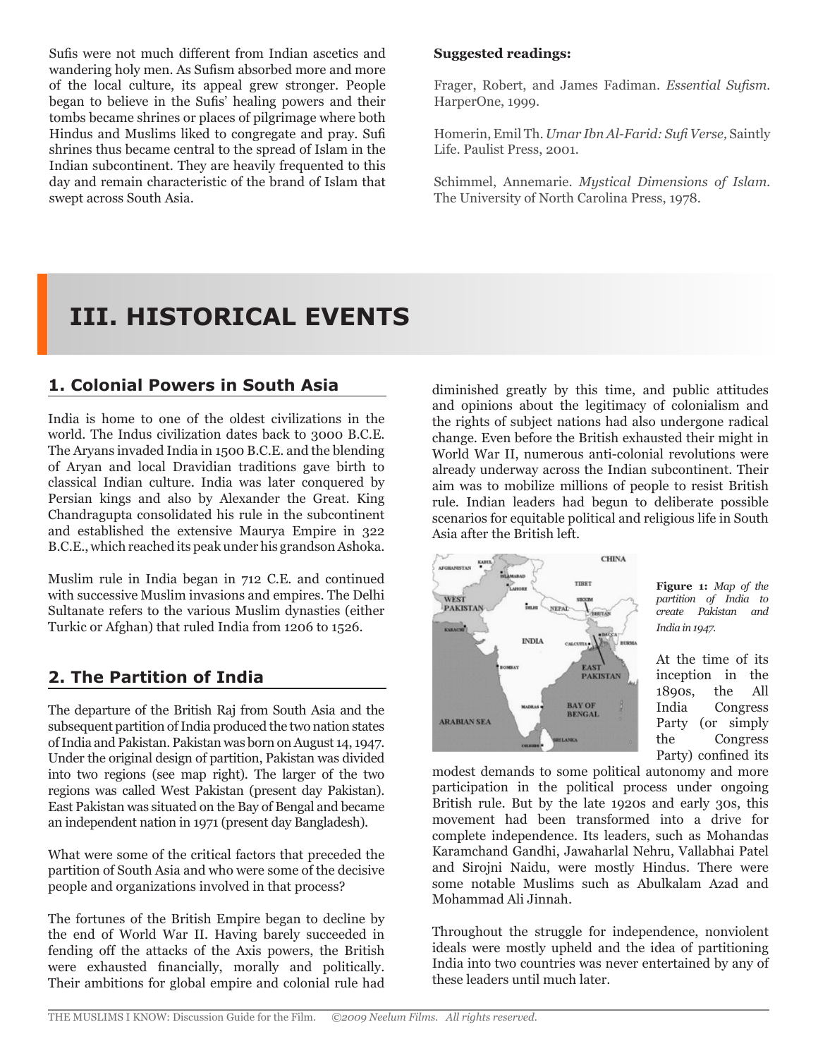Sufis were not much different from Indian ascetics and wandering holy men. As Sufism absorbed more and more of the local culture, its appeal grew stronger. People began to believe in the Sufis' healing powers and their tombs became shrines or places of pilgrimage where both Hindus and Muslims liked to congregate and pray. Sufi shrines thus became central to the spread of Islam in the Indian subcontinent. They are heavily frequented to this day and remain characteristic of the brand of Islam that swept across South Asia.

**Suggested readings:**

Frager, Robert, and James Fadiman. *Essential Sufism.* HarperOne, 1999.

Homerin, Emil Th. *Umar Ibn Al-Farid: Sufi Verse,* Saintly Life. Paulist Press, 2001.

Schimmel, Annemarie. *Mystical Dimensions of Islam.* The University of North Carolina Press, 1978.

# III. HISTORICAL EVENTS

## 1. Colonial Powers in South Asia

India is home to one of the oldest civilizations in the world. The Indus civilization dates back to 3000 B.C.E. The Aryans invaded India in 1500 B.C.E. and the blending of Aryan and local Dravidian traditions gave birth to classical Indian culture. India was later conquered by Persian kings and also by Alexander the Great. King Chandragupta consolidated his rule in the subcontinent and established the extensive Maurya Empire in 322 B.C.E., which reached its peak under his grandson Ashoka.

Muslim rule in India began in 712 C.E. and continued with successive Muslim invasions and empires. The Delhi Sultanate refers to the various Muslim dynasties (either Turkic or Afghan) that ruled India from 1206 to 1526.

## 2. The Partition of India

The departure of the British Raj from South Asia and the subsequent partition of India produced the two nation states of India and Pakistan. Pakistan was born on August 14, 1947. Under the original design of partition, Pakistan was divided into two regions (see map right). The larger of the two regions was called West Pakistan (present day Pakistan). East Pakistan was situated on the Bay of Bengal and became an independent nation in 1971 (present day Bangladesh).

What were some of the critical factors that preceded the partition of South Asia and who were some of the decisive people and organizations involved in that process?

The fortunes of the British Empire began to decline by the end of World War II. Having barely succeeded in fending off the attacks of the Axis powers, the British were exhausted financially, morally and politically. Their ambitions for global empire and colonial rule had diminished greatly by this time, and public attitudes and opinions about the legitimacy of colonialism and the rights of subject nations had also undergone radical change. Even before the British exhausted their might in World War II, numerous anti-colonial revolutions were already underway across the Indian subcontinent. Their aim was to mobilize millions of people to resist British rule. Indian leaders had begun to deliberate possible scenarios for equitable political and religious life in South Asia after the British left.

**Figure 1:** *Map of the partition of India to create Pakistan and India in 1947.*

At the time of its inception in the 1890s, the All India Congress Party (or simply the Congress Party) confined its modest demands to some political autonomy and more participation in the political process under ongoing British rule. But by the late 1920s and early 30s, this movement had been transformed into a drive for complete independence. Its leaders, such as Mohandas Karamchand Gandhi, Jawaharlal Nehru, Vallabhai Patel and Sirojni Naidu, were mostly Hindus. There were some notable Muslims such as Abulkalam Azad and Mohammad Ali Jinnah.

Throughout the struggle for independence, nonviolent ideals were mostly upheld and the idea of partitioning India into two countries was never entertained by any of these leaders until much later.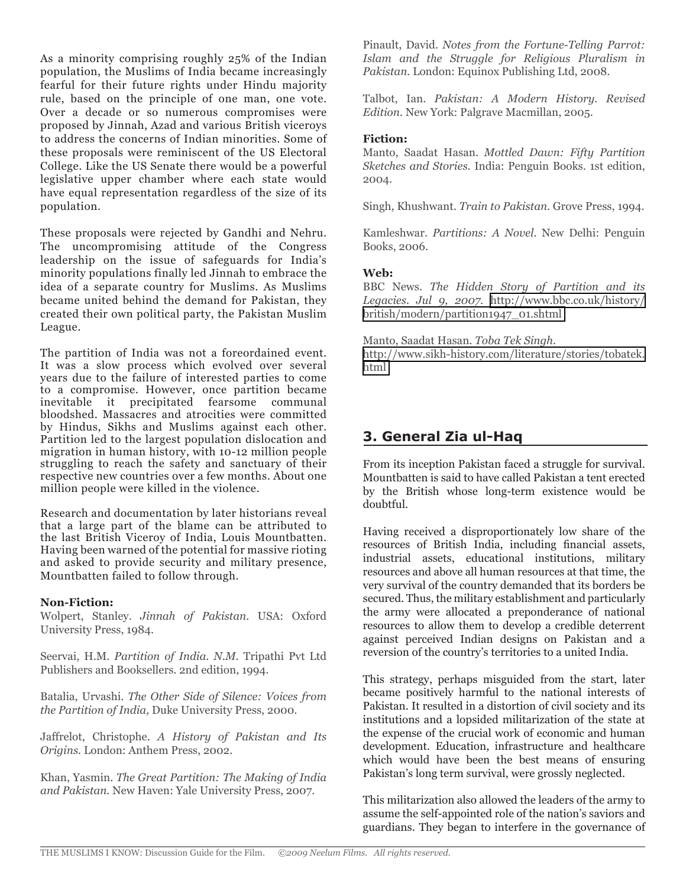As a minority comprising roughly 25% of the Indian population, the Muslims of India became increasingly fearful for their future rights under Hindu majority rule, based on the principle of one man, one vote. Over a decade or so numerous compromises were proposed by Jinnah, Azad and various British viceroys to address the concerns of Indian minorities. Some of these proposals were reminiscent of the US Electoral College. Like the US Senate there would be a powerful legislative upper chamber where each state would have equal representation regardless of the size of its population.

These proposals were rejected by Gandhi and Nehru. The uncompromising attitude of the Congress leadership on the issue of safeguards for India's minority populations finally led Jinnah to embrace the idea of a separate country for Muslims. As Muslims became united behind the demand for Pakistan, they created their own political party, the Pakistan Muslim League.

The partition of India was not a foreordained event. It was a slow process which evolved over several years due to the failure of interested parties to come to a compromise. However, once partition became inevitable it precipitated fearsome communal bloodshed. Massacres and atrocities were committed by Hindus, Sikhs and Muslims against each other. Partition led to the largest population dislocation and migration in human history, with 10-12 million people struggling to reach the safety and sanctuary of their respective new countries over a few months. About one million people were killed in the violence.

Research and documentation by later historians reveal that a large part of the blame can be attributed to the last British Viceroy of India, Louis Mountbatten. Having been warned of the potential for massive rioting and asked to provide security and military presence, Mountbatten failed to follow through.

**Non-Fiction:**

Wolpert, Stanley. *Jinnah of Pakistan*. USA: Oxford University Press, 1984.

Seervai, H.M. *Partition of India. N.M.* Tripathi Pvt Ltd Publishers and Booksellers. 2nd edition, 1994.

Batalia, Urvashi. *The Other Side of Silence: Voices from the Partition of India,* Duke University Press, 2000.

Jaffrelot, Christophe. *A History of Pakistan and Its Origins.* London: Anthem Press, 2002.

Khan, Yasmin. *The Great Partition: The Making of India and Pakistan.* New Haven: Yale University Press, 2007.

Pinault, David. *Notes from the Fortune-Telling Parrot: Islam and the Struggle for Religious Pluralism in Pakistan.* London: Equinox Publishing Ltd, 2008.

Talbot, Ian. *Pakistan: A Modern History. Revised Edition.* New York: Palgrave Macmillan, 2005.

**Fiction:**

Manto, Saadat Hasan. *Mottled Dawn: Fifty Partition Sketches and Stories.* India: Penguin Books. 1st edition, 2004.

Singh, Khushwant. *Train to Pakistan.* Grove Press, 1994.

Kamleshwar. *Partitions: A Novel.* New Delhi: Penguin Books, 2006.

**Web:**

BBC News. *The Hidden Story of Partition and its Legacies. Jul 9, 2007.* http://www.bbc.co.uk/history/british/modern/partition1947_01.shtml

Manto, Saadat Hasan. *Toba Tek Singh.* http://www.sikh-history.com/literature/stories/tobatek.html

## 3. General Zia ul-Haq

From its inception Pakistan faced a struggle for survival. Mountbatten is said to have called Pakistan a tent erected by the British whose long-term existence would be doubtful.

Having received a disproportionately low share of the resources of British India, including financial assets, industrial assets, educational institutions, military resources and above all human resources at that time, the very survival of the country demanded that its borders be secured. Thus, the military establishment and particularly the army were allocated a preponderance of national resources to allow them to develop a credible deterrent against perceived Indian designs on Pakistan and a reversion of the country's territories to a united India.

This strategy, perhaps misguided from the start, later became positively harmful to the national interests of Pakistan. It resulted in a distortion of civil society and its institutions and a lopsided militarization of the state at the expense of the crucial work of economic and human development. Education, infrastructure and healthcare which would have been the best means of ensuring Pakistan's long term survival, were grossly neglected.

This militarization also allowed the leaders of the army to assume the self-appointed role of the nation's saviors and guardians. They began to interfere in the governance of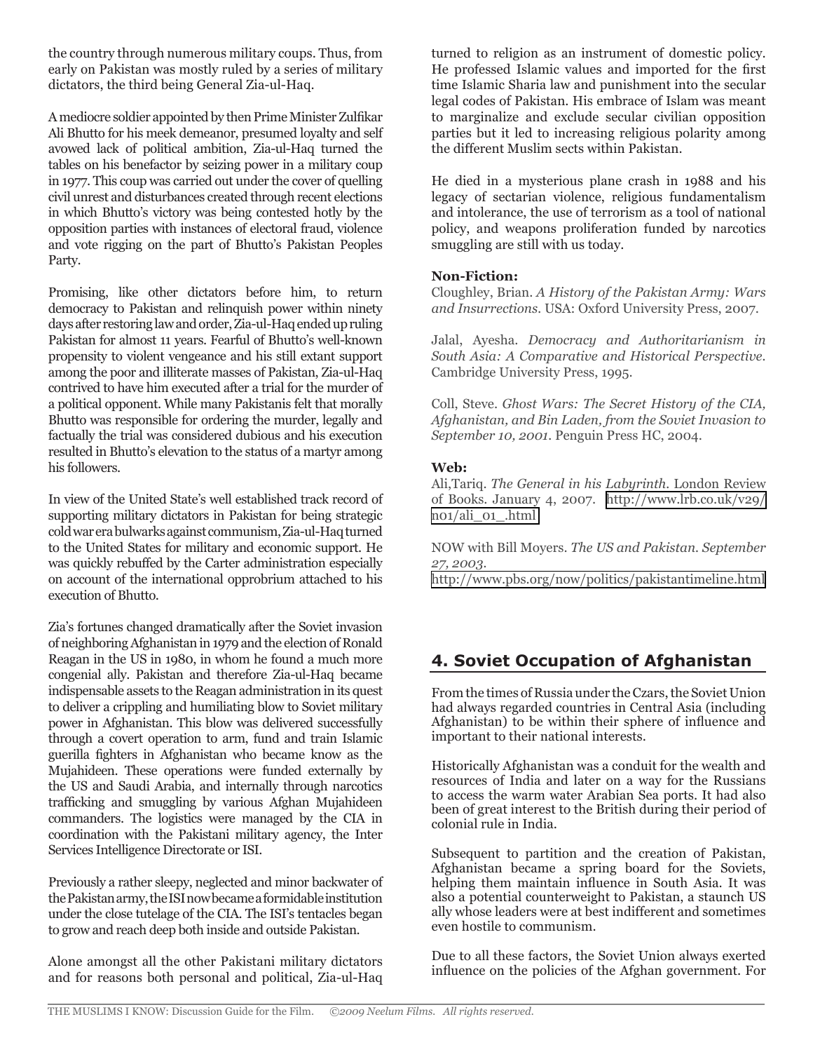the country through numerous military coups. Thus, from early on Pakistan was mostly ruled by a series of military dictators, the third being General Zia-ul-Haq.

A mediocre soldier appointed by then Prime Minister Zulfikar Ali Bhutto for his meek demeanor, presumed loyalty and self avowed lack of political ambition, Zia-ul-Haq turned the tables on his benefactor by seizing power in a military coup in 1977. This coup was carried out under the cover of quelling civil unrest and disturbances created through recent elections in which Bhutto's victory was being contested hotly by the opposition parties with instances of electoral fraud, violence and vote rigging on the part of Bhutto's Pakistan Peoples Party.

Promising, like other dictators before him, to return democracy to Pakistan and relinquish power within ninety days after restoring law and order, Zia-ul-Haq ended up ruling Pakistan for almost 11 years. Fearful of Bhutto's well-known propensity to violent vengeance and his still extant support among the poor and illiterate masses of Pakistan, Zia-ul-Haq contrived to have him executed after a trial for the murder of a political opponent. While many Pakistanis felt that morally Bhutto was responsible for ordering the murder, legally and factually the trial was considered dubious and his execution resulted in Bhutto's elevation to the status of a martyr among his followers.

In view of the United State's well established track record of supporting military dictators in Pakistan for being strategic cold war era bulwarks against communism, Zia-ul-Haq turned to the United States for military and economic support. He was quickly rebuffed by the Carter administration especially on account of the international opprobrium attached to his execution of Bhutto.

Zia's fortunes changed dramatically after the Soviet invasion of neighboring Afghanistan in 1979 and the election of Ronald Reagan in the US in 1980, in whom he found a much more congenial ally. Pakistan and therefore Zia-ul-Haq became indispensable assets to the Reagan administration in its quest to deliver a crippling and humiliating blow to Soviet military power in Afghanistan. This blow was delivered successfully through a covert operation to arm, fund and train Islamic guerilla fighters in Afghanistan who became know as the Mujahideen. These operations were funded externally by the US and Saudi Arabia, and internally through narcotics trafficking and smuggling by various Afghan Mujahideen commanders. The logistics were managed by the CIA in coordination with the Pakistani military agency, the Inter Services Intelligence Directorate or ISI.

Previously a rather sleepy, neglected and minor backwater of the Pakistan army, the ISI now became a formidable institution under the close tutelage of the CIA. The ISI's tentacles began to grow and reach deep both inside and outside Pakistan.

Alone amongst all the other Pakistani military dictators and for reasons both personal and political, Zia-ul-Haq turned to religion as an instrument of domestic policy. He professed Islamic values and imported for the first time Islamic Sharia law and punishment into the secular legal codes of Pakistan. His embrace of Islam was meant to marginalize and exclude secular civilian opposition parties but it led to increasing religious polarity among the different Muslim sects within Pakistan.

He died in a mysterious plane crash in 1988 and his legacy of sectarian violence, religious fundamentalism and intolerance, the use of terrorism as a tool of national policy, and weapons proliferation funded by narcotics smuggling are still with us today.

**Non-Fiction:**

Cloughley, Brian. *A History of the Pakistan Army: Wars and Insurrections*. USA: Oxford University Press, 2007.

Jalal, Ayesha. *Democracy and Authoritarianism in South Asia: A Comparative and Historical Perspective*. Cambridge University Press, 1995.

Coll, Steve. *Ghost Wars: The Secret History of the CIA, Afghanistan, and Bin Laden, from the Soviet Invasion to September 10, 2001*. Penguin Press HC, 2004.

**Web:**

Ali,Tariq. *The General in his Labyrinth*. London Review of Books. January 4, 2007. http://www.lrb.co.uk/v29/n01/ali_01_.html

NOW with Bill Moyers. *The US and Pakistan. September 27, 2003.*
http://www.pbs.org/now/politics/pakistantimeline.html

## 4. Soviet Occupation of Afghanistan

From the times of Russia under the Czars, the Soviet Union had always regarded countries in Central Asia (including Afghanistan) to be within their sphere of influence and important to their national interests.

Historically Afghanistan was a conduit for the wealth and resources of India and later on a way for the Russians to access the warm water Arabian Sea ports. It had also been of great interest to the British during their period of colonial rule in India.

Subsequent to partition and the creation of Pakistan, Afghanistan became a spring board for the Soviets, helping them maintain influence in South Asia. It was also a potential counterweight to Pakistan, a staunch US ally whose leaders were at best indifferent and sometimes even hostile to communism.

Due to all these factors, the Soviet Union always exerted influence on the policies of the Afghan government. For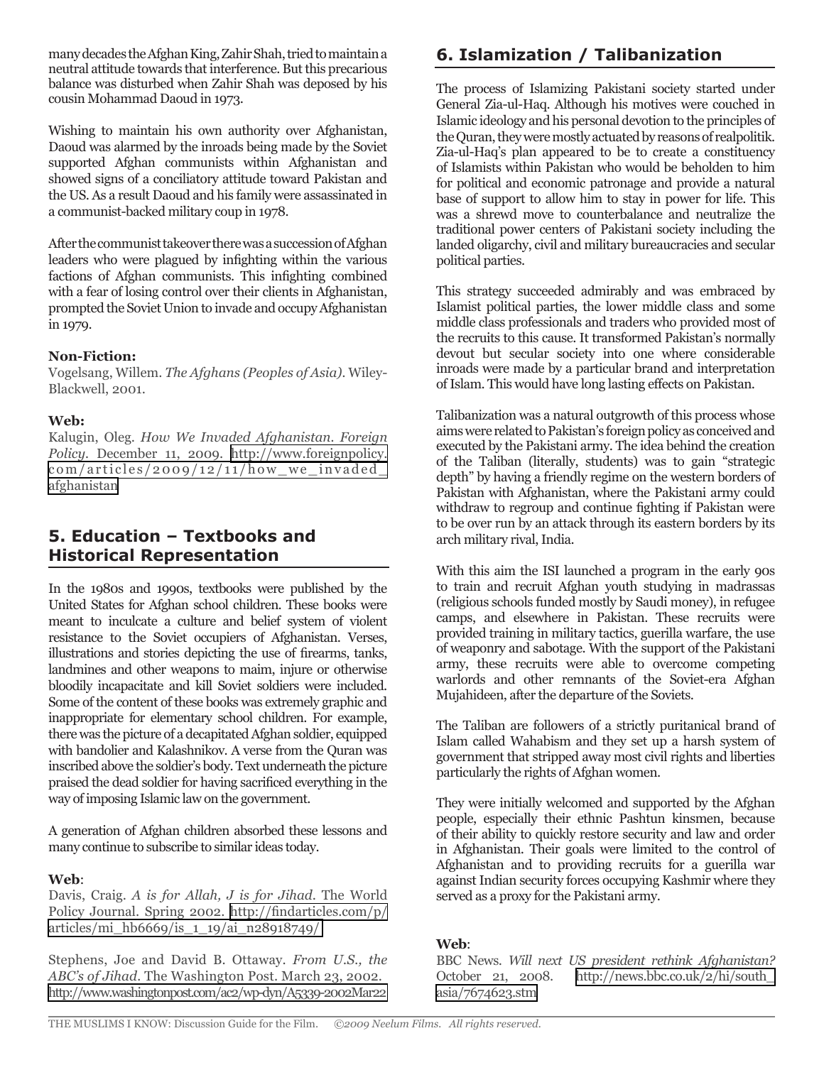many decades the Afghan King, Zahir Shah, tried to maintain a neutral attitude towards that interference. But this precarious balance was disturbed when Zahir Shah was deposed by his cousin Mohammad Daoud in 1973.

Wishing to maintain his own authority over Afghanistan, Daoud was alarmed by the inroads being made by the Soviet supported Afghan communists within Afghanistan and showed signs of a conciliatory attitude toward Pakistan and the US. As a result Daoud and his family were assassinated in a communist-backed military coup in 1978.

After the communist takeover there was a succession of Afghan leaders who were plagued by infighting within the various factions of Afghan communists. This infighting combined with a fear of losing control over their clients in Afghanistan, prompted the Soviet Union to invade and occupy Afghanistan in 1979.

**Non-Fiction:**
Vogelsang, Willem. *The Afghans (Peoples of Asia)*. Wiley-Blackwell, 2001.

**Web:**
Kalugin, Oleg. *How We Invaded Afghanistan. Foreign Policy*. December 11, 2009. http://www.foreignpolicy.com/articles/2009/12/11/how_we_invaded_afghanistan

## 5. Education – Textbooks and Historical Representation

In the 1980s and 1990s, textbooks were published by the United States for Afghan school children. These books were meant to inculcate a culture and belief system of violent resistance to the Soviet occupiers of Afghanistan. Verses, illustrations and stories depicting the use of firearms, tanks, landmines and other weapons to maim, injure or otherwise bloodily incapacitate and kill Soviet soldiers were included. Some of the content of these books was extremely graphic and inappropriate for elementary school children. For example, there was the picture of a decapitated Afghan soldier, equipped with bandolier and Kalashnikov. A verse from the Quran was inscribed above the soldier's body. Text underneath the picture praised the dead soldier for having sacrificed everything in the way of imposing Islamic law on the government.

A generation of Afghan children absorbed these lessons and many continue to subscribe to similar ideas today.

**Web**:
Davis, Craig. *A is for Allah, J is for Jihad*. The World Policy Journal. Spring 2002. http://findarticles.com/p/articles/mi_hb6669/is_1_19/ai_n28918749/

Stephens, Joe and David B. Ottaway. *From U.S., the ABC's of Jihad*. The Washington Post. March 23, 2002. http://www.washingtonpost.com/ac2/wp-dyn/A5339-2002Mar22

## 6. Islamization / Talibanization

The process of Islamizing Pakistani society started under General Zia-ul-Haq. Although his motives were couched in Islamic ideology and his personal devotion to the principles of the Quran, they were mostly actuated by reasons of realpolitik. Zia-ul-Haq's plan appeared to be to create a constituency of Islamists within Pakistan who would be beholden to him for political and economic patronage and provide a natural base of support to allow him to stay in power for life. This was a shrewd move to counterbalance and neutralize the traditional power centers of Pakistani society including the landed oligarchy, civil and military bureaucracies and secular political parties.

This strategy succeeded admirably and was embraced by Islamist political parties, the lower middle class and some middle class professionals and traders who provided most of the recruits to this cause. It transformed Pakistan's normally devout but secular society into one where considerable inroads were made by a particular brand and interpretation of Islam. This would have long lasting effects on Pakistan.

Talibanization was a natural outgrowth of this process whose aims were related to Pakistan's foreign policy as conceived and executed by the Pakistani army. The idea behind the creation of the Taliban (literally, students) was to gain "strategic depth" by having a friendly regime on the western borders of Pakistan with Afghanistan, where the Pakistani army could withdraw to regroup and continue fighting if Pakistan were to be over run by an attack through its eastern borders by its arch military rival, India.

With this aim the ISI launched a program in the early 90s to train and recruit Afghan youth studying in madrassas (religious schools funded mostly by Saudi money), in refugee camps, and elsewhere in Pakistan. These recruits were provided training in military tactics, guerilla warfare, the use of weaponry and sabotage. With the support of the Pakistani army, these recruits were able to overcome competing warlords and other remnants of the Soviet-era Afghan Mujahideen, after the departure of the Soviets.

The Taliban are followers of a strictly puritanical brand of Islam called Wahabism and they set up a harsh system of government that stripped away most civil rights and liberties particularly the rights of Afghan women.

They were initially welcomed and supported by the Afghan people, especially their ethnic Pashtun kinsmen, because of their ability to quickly restore security and law and order in Afghanistan. Their goals were limited to the control of Afghanistan and to providing recruits for a guerilla war against Indian security forces occupying Kashmir where they served as a proxy for the Pakistani army.

**Web**:
BBC News. *Will next US president rethink Afghanistan?* October 21, 2008. http://news.bbc.co.uk/2/hi/south_asia/7674623.stm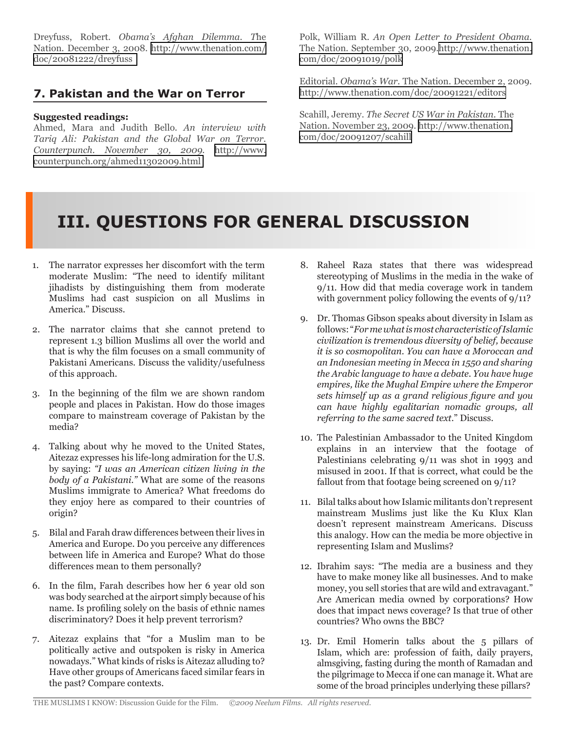Dreyfuss, Robert. *Obama's Afghan Dilemma. T*he Nation. December 3, 2008. http://www.thenation.com/doc/20081222/dreyfuss

## 7. Pakistan and the War on Terror

**Suggested readings:**

Ahmed, Mara and Judith Bello. *An interview with Tariq Ali: Pakistan and the Global War on Terror. Counterpunch. November 30, 2009.* http://www.counterpunch.org/ahmed11302009.html

Polk, William R. *An Open Letter to President Obama.* The Nation. September 30, 2009.http://www.thenation.com/doc/20091019/polk

Editorial. *Obama's War.* The Nation. December 2, 2009. http://www.thenation.com/doc/20091221/editors

Scahill, Jeremy. *The Secret US War in Pakistan.* The Nation. November 23, 2009. http://www.thenation.com/doc/20091207/scahill

# III. QUESTIONS FOR GENERAL DISCUSSION

1. The narrator expresses her discomfort with the term moderate Muslim: "The need to identify militant jihadists by distinguishing them from moderate Muslims had cast suspicion on all Muslims in America." Discuss.

2. The narrator claims that she cannot pretend to represent 1.3 billion Muslims all over the world and that is why the film focuses on a small community of Pakistani Americans. Discuss the validity/usefulness of this approach.

3. In the beginning of the film we are shown random people and places in Pakistan. How do those images compare to mainstream coverage of Pakistan by the media?

4. Talking about why he moved to the United States, Aitezaz expresses his life-long admiration for the U.S. by saying: *"I was an American citizen living in the body of a Pakistani."* What are some of the reasons Muslims immigrate to America? What freedoms do they enjoy here as compared to their countries of origin?

5. Bilal and Farah draw differences between their lives in America and Europe. Do you perceive any differences between life in America and Europe? What do those differences mean to them personally?

6. In the film, Farah describes how her 6 year old son was body searched at the airport simply because of his name. Is profiling solely on the basis of ethnic names discriminatory? Does it help prevent terrorism?

7. Aitezaz explains that "for a Muslim man to be politically active and outspoken is risky in America nowadays." What kinds of risks is Aitezaz alluding to? Have other groups of Americans faced similar fears in the past? Compare contexts.

8. Raheel Raza states that there was widespread stereotyping of Muslims in the media in the wake of 9/11. How did that media coverage work in tandem with government policy following the events of 9/11?

9. Dr. Thomas Gibson speaks about diversity in Islam as follows: "*For me what is most characteristic of Islamic civilization is tremendous diversity of belief, because it is so cosmopolitan. You can have a Moroccan and an Indonesian meeting in Mecca in 1550 and sharing the Arabic language to have a debate. You have huge empires, like the Mughal Empire where the Emperor sets himself up as a grand religious figure and you can have highly egalitarian nomadic groups, all referring to the same sacred text.*" Discuss.

10. The Palestinian Ambassador to the United Kingdom explains in an interview that the footage of Palestinians celebrating 9/11 was shot in 1993 and misused in 2001. If that is correct, what could be the fallout from that footage being screened on 9/11?

11. Bilal talks about how Islamic militants don't represent mainstream Muslims just like the Ku Klux Klan doesn't represent mainstream Americans. Discuss this analogy. How can the media be more objective in representing Islam and Muslims?

12. Ibrahim says: "The media are a business and they have to make money like all businesses. And to make money, you sell stories that are wild and extravagant." Are American media owned by corporations? How does that impact news coverage? Is that true of other countries? Who owns the BBC?

13. Dr. Emil Homerin talks about the 5 pillars of Islam, which are: profession of faith, daily prayers, almsgiving, fasting during the month of Ramadan and the pilgrimage to Mecca if one can manage it. What are some of the broad principles underlying these pillars?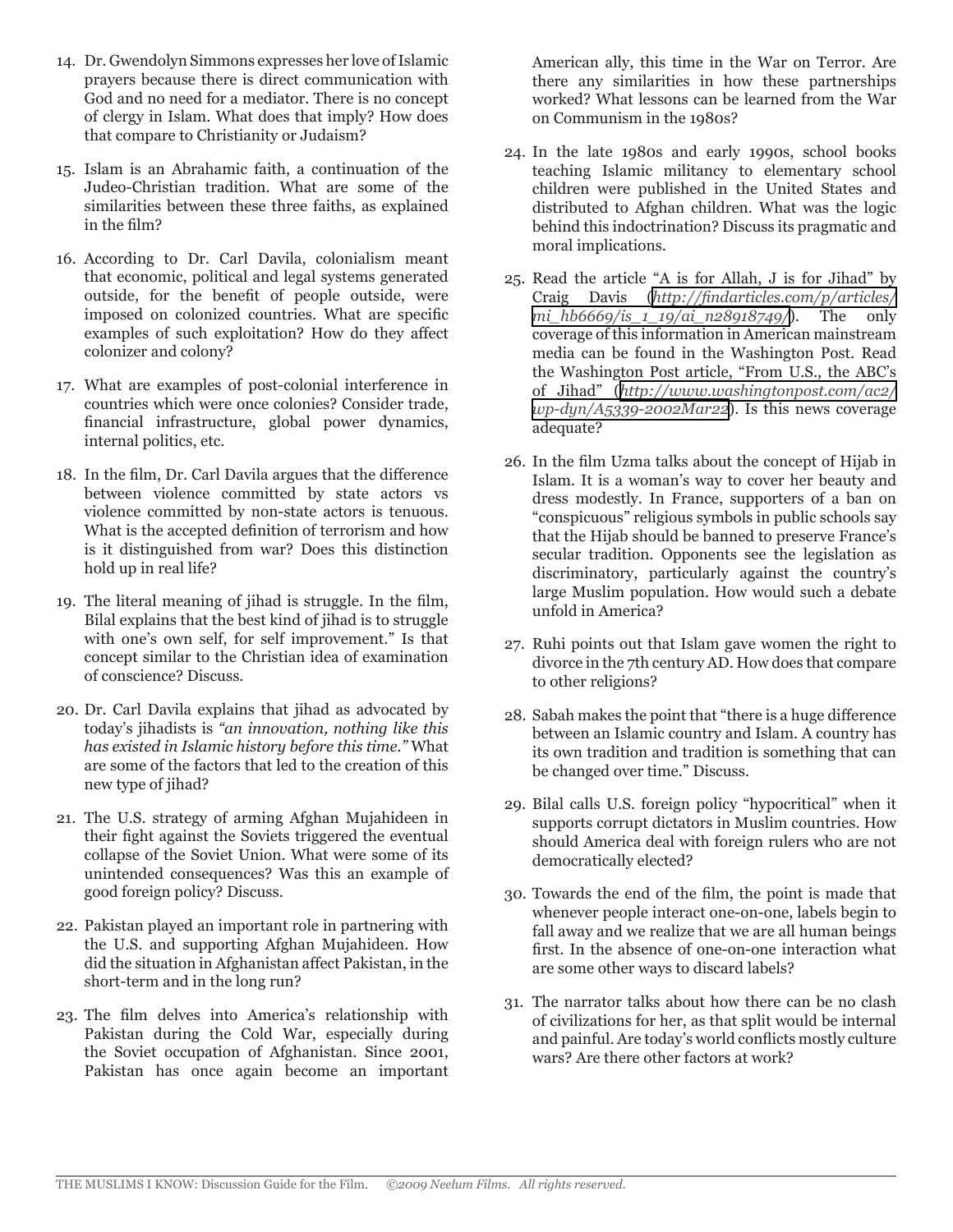14. Dr. Gwendolyn Simmons expresses her love of Islamic prayers because there is direct communication with God and no need for a mediator. There is no concept of clergy in Islam. What does that imply? How does that compare to Christianity or Judaism?

15. Islam is an Abrahamic faith, a continuation of the Judeo-Christian tradition. What are some of the similarities between these three faiths, as explained in the film?

16. According to Dr. Carl Davila, colonialism meant that economic, political and legal systems generated outside, for the benefit of people outside, were imposed on colonized countries. What are specific examples of such exploitation? How do they affect colonizer and colony?

17. What are examples of post-colonial interference in countries which were once colonies? Consider trade, financial infrastructure, global power dynamics, internal politics, etc.

18. In the film, Dr. Carl Davila argues that the difference between violence committed by state actors vs violence committed by non-state actors is tenuous. What is the accepted definition of terrorism and how is it distinguished from war? Does this distinction hold up in real life?

19. The literal meaning of jihad is struggle. In the film, Bilal explains that the best kind of jihad is to struggle with one's own self, for self improvement." Is that concept similar to the Christian idea of examination of conscience? Discuss.

20. Dr. Carl Davila explains that jihad as advocated by today's jihadists is *"an innovation, nothing like this has existed in Islamic history before this time."* What are some of the factors that led to the creation of this new type of jihad?

21. The U.S. strategy of arming Afghan Mujahideen in their fight against the Soviets triggered the eventual collapse of the Soviet Union. What were some of its unintended consequences? Was this an example of good foreign policy? Discuss.

22. Pakistan played an important role in partnering with the U.S. and supporting Afghan Mujahideen. How did the situation in Afghanistan affect Pakistan, in the short-term and in the long run?

23. The film delves into America's relationship with Pakistan during the Cold War, especially during the Soviet occupation of Afghanistan. Since 2001, Pakistan has once again become an important American ally, this time in the War on Terror. Are there any similarities in how these partnerships worked? What lessons can be learned from the War on Communism in the 1980s?

24. In the late 1980s and early 1990s, school books teaching Islamic militancy to elementary school children were published in the United States and distributed to Afghan children. What was the logic behind this indoctrination? Discuss its pragmatic and moral implications.

25. Read the article "A is for Allah, J is for Jihad" by Craig Davis (*http://findarticles.com/p/articles/mi_hb6669/is_1_19/ai_n28918749/*). The only coverage of this information in American mainstream media can be found in the Washington Post. Read the Washington Post article, "From U.S., the ABC's of Jihad" (*http://www.washingtonpost.com/ac2/wp-dyn/A5339-2002Mar22*). Is this news coverage adequate?

26. In the film Uzma talks about the concept of Hijab in Islam. It is a woman's way to cover her beauty and dress modestly. In France, supporters of a ban on "conspicuous" religious symbols in public schools say that the Hijab should be banned to preserve France's secular tradition. Opponents see the legislation as discriminatory, particularly against the country's large Muslim population. How would such a debate unfold in America?

27. Ruhi points out that Islam gave women the right to divorce in the 7th century AD. How does that compare to other religions?

28. Sabah makes the point that "there is a huge difference between an Islamic country and Islam. A country has its own tradition and tradition is something that can be changed over time." Discuss.

29. Bilal calls U.S. foreign policy "hypocritical" when it supports corrupt dictators in Muslim countries. How should America deal with foreign rulers who are not democratically elected?

30. Towards the end of the film, the point is made that whenever people interact one-on-one, labels begin to fall away and we realize that we are all human beings first. In the absence of one-on-one interaction what are some other ways to discard labels?

31. The narrator talks about how there can be no clash of civilizations for her, as that split would be internal and painful. Are today's world conflicts mostly culture wars? Are there other factors at work?